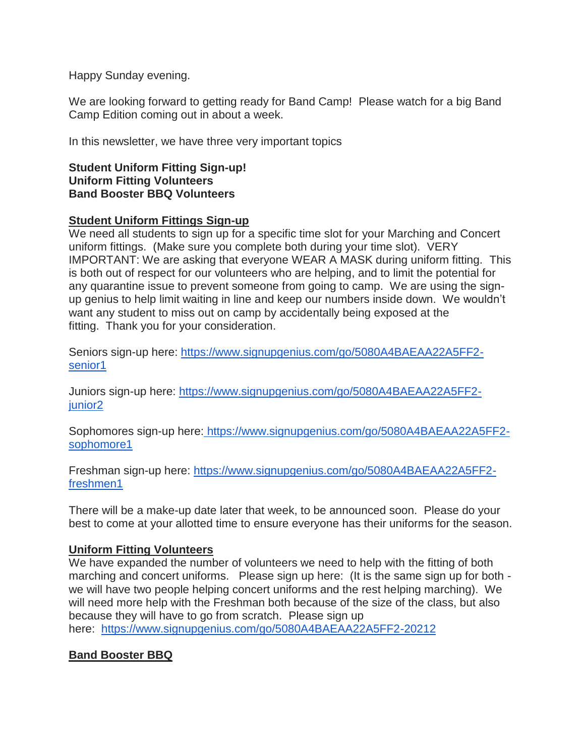Happy Sunday evening.

We are looking forward to getting ready for Band Camp! Please watch for a big Band Camp Edition coming out in about a week.

In this newsletter, we have three very important topics

**Student Uniform Fitting Sign-up!**
**Uniform Fitting Volunteers**
**Band Booster BBQ Volunteers**

## Student Uniform Fittings Sign-up

We need all students to sign up for a specific time slot for your Marching and Concert uniform fittings. (Make sure you complete both during your time slot). VERY IMPORTANT: We are asking that everyone WEAR A MASK during uniform fitting. This is both out of respect for our volunteers who are helping, and to limit the potential for any quarantine issue to prevent someone from going to camp. We are using the sign-up genius to help limit waiting in line and keep our numbers inside down. We wouldn't want any student to miss out on camp by accidentally being exposed at the fitting. Thank you for your consideration.

Seniors sign-up here: https://www.signupgenius.com/go/5080A4BAEAA22A5FF2-senior1

Juniors sign-up here: https://www.signupgenius.com/go/5080A4BAEAA22A5FF2-junior2

Sophomores sign-up here: https://www.signupgenius.com/go/5080A4BAEAA22A5FF2-sophomore1

Freshman sign-up here: https://www.signupgenius.com/go/5080A4BAEAA22A5FF2-freshmen1

There will be a make-up date later that week, to be announced soon. Please do your best to come at your allotted time to ensure everyone has their uniforms for the season.

## Uniform Fitting Volunteers

We have expanded the number of volunteers we need to help with the fitting of both marching and concert uniforms. Please sign up here: (It is the same sign up for both - we will have two people helping concert uniforms and the rest helping marching). We will need more help with the Freshman both because of the size of the class, but also because they will have to go from scratch. Please sign up here: https://www.signupgenius.com/go/5080A4BAEAA22A5FF2-20212

## Band Booster BBQ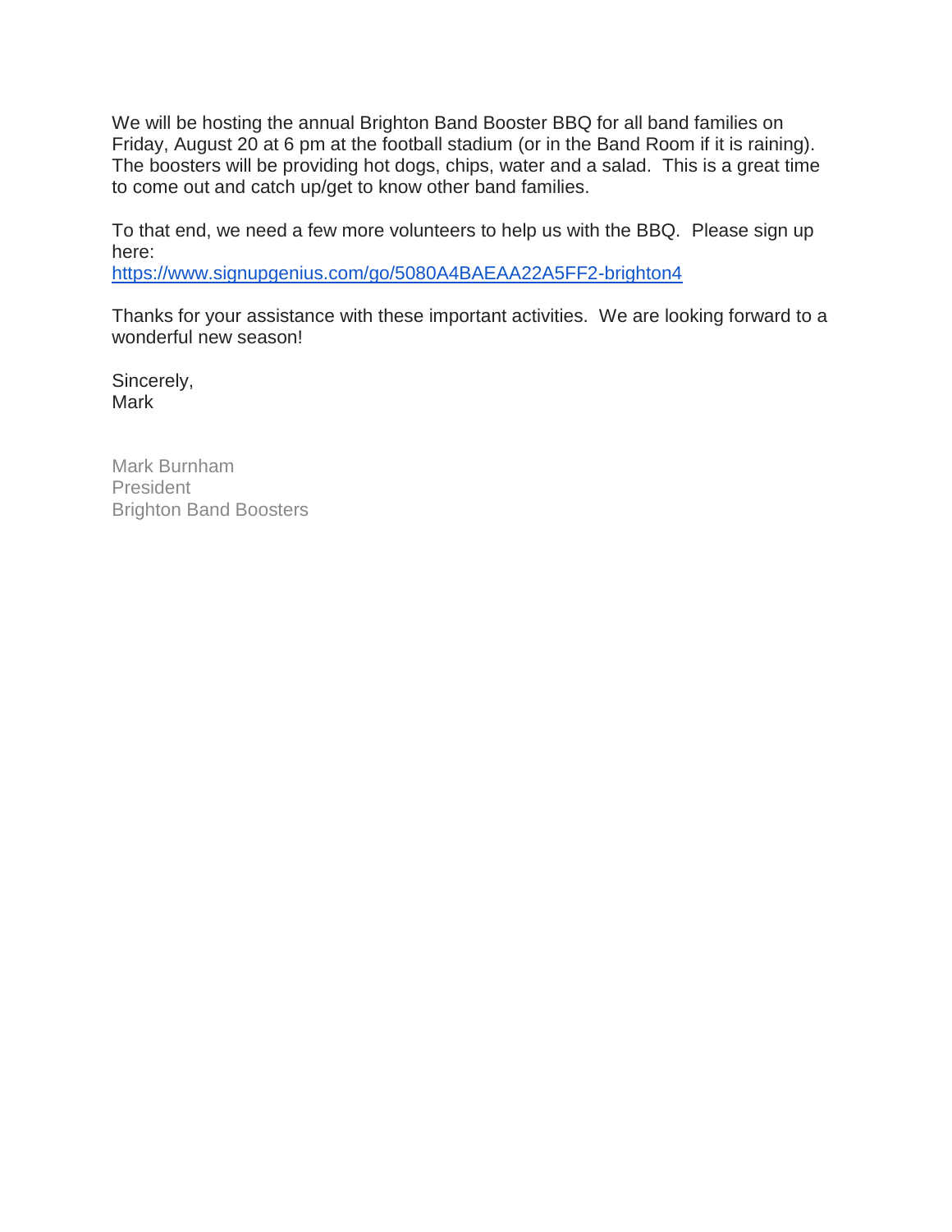We will be hosting the annual Brighton Band Booster BBQ for all band families on Friday, August 20 at 6 pm at the football stadium (or in the Band Room if it is raining). The boosters will be providing hot dogs, chips, water and a salad. This is a great time to come out and catch up/get to know other band families.

To that end, we need a few more volunteers to help us with the BBQ. Please sign up here:
https://www.signupgenius.com/go/5080A4BAEAA22A5FF2-brighton4

Thanks for your assistance with these important activities. We are looking forward to a wonderful new season!

Sincerely,
Mark

Mark Burnham
President
Brighton Band Boosters